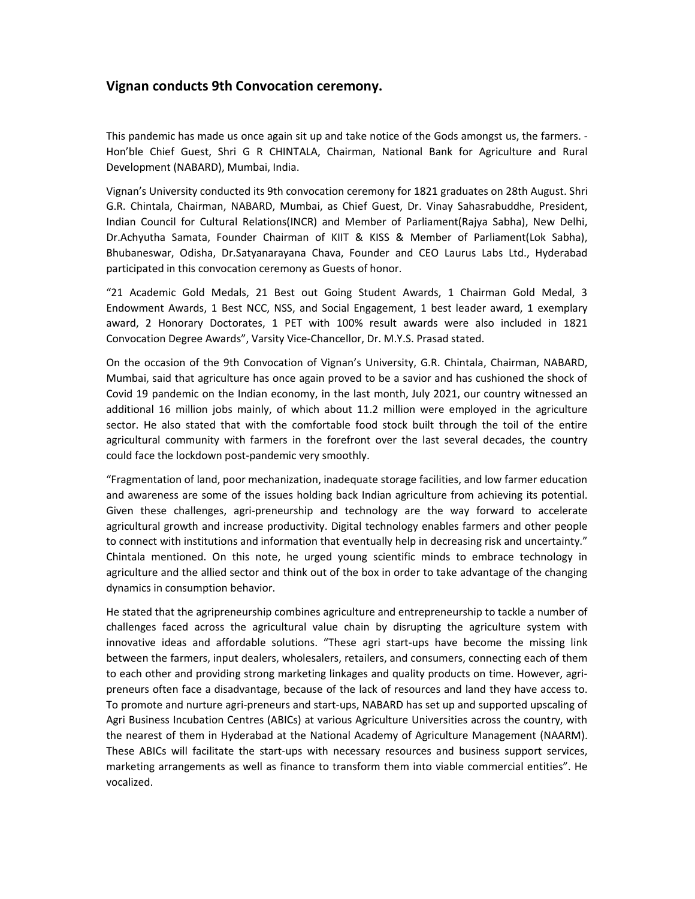## Vignan conducts 9th Convocation ceremony.

This pandemic has made us once again sit up and take notice of the Gods amongst us, the farmers. - Hon'ble Chief Guest, Shri G R CHINTALA, Chairman, National Bank for Agriculture and Rural Development (NABARD), Mumbai, India.

Vignan's University conducted its 9th convocation ceremony for 1821 graduates on 28th August. Shri G.R. Chintala, Chairman, NABARD, Mumbai, as Chief Guest, Dr. Vinay Sahasrabuddhe, President, Indian Council for Cultural Relations(INCR) and Member of Parliament(Rajya Sabha), New Delhi, Dr.Achyutha Samata, Founder Chairman of KIIT & KISS & Member of Parliament(Lok Sabha), Bhubaneswar, Odisha, Dr.Satyanarayana Chava, Founder and CEO Laurus Labs Ltd., Hyderabad participated in this convocation ceremony as Guests of honor.

"21 Academic Gold Medals, 21 Best out Going Student Awards, 1 Chairman Gold Medal, 3 Endowment Awards, 1 Best NCC, NSS, and Social Engagement, 1 best leader award, 1 exemplary award, 2 Honorary Doctorates, 1 PET with 100% result awards were also included in 1821 Convocation Degree Awards", Varsity Vice-Chancellor, Dr. M.Y.S. Prasad stated.

On the occasion of the 9th Convocation of Vignan's University, G.R. Chintala, Chairman, NABARD, Mumbai, said that agriculture has once again proved to be a savior and has cushioned the shock of Covid 19 pandemic on the Indian economy, in the last month, July 2021, our country witnessed an additional 16 million jobs mainly, of which about 11.2 million were employed in the agriculture sector. He also stated that with the comfortable food stock built through the toil of the entire agricultural community with farmers in the forefront over the last several decades, the country could face the lockdown post-pandemic very smoothly.

"Fragmentation of land, poor mechanization, inadequate storage facilities, and low farmer education and awareness are some of the issues holding back Indian agriculture from achieving its potential. Given these challenges, agri-preneurship and technology are the way forward to accelerate agricultural growth and increase productivity. Digital technology enables farmers and other people to connect with institutions and information that eventually help in decreasing risk and uncertainty." Chintala mentioned. On this note, he urged young scientific minds to embrace technology in agriculture and the allied sector and think out of the box in order to take advantage of the changing dynamics in consumption behavior.

He stated that the agripreneurship combines agriculture and entrepreneurship to tackle a number of challenges faced across the agricultural value chain by disrupting the agriculture system with innovative ideas and affordable solutions. "These agri start-ups have become the missing link between the farmers, input dealers, wholesalers, retailers, and consumers, connecting each of them to each other and providing strong marketing linkages and quality products on time. However, agri-preneurs often face a disadvantage, because of the lack of resources and land they have access to. To promote and nurture agri-preneurs and start-ups, NABARD has set up and supported upscaling of Agri Business Incubation Centres (ABICs) at various Agriculture Universities across the country, with the nearest of them in Hyderabad at the National Academy of Agriculture Management (NAARM). These ABICs will facilitate the start-ups with necessary resources and business support services, marketing arrangements as well as finance to transform them into viable commercial entities". He vocalized.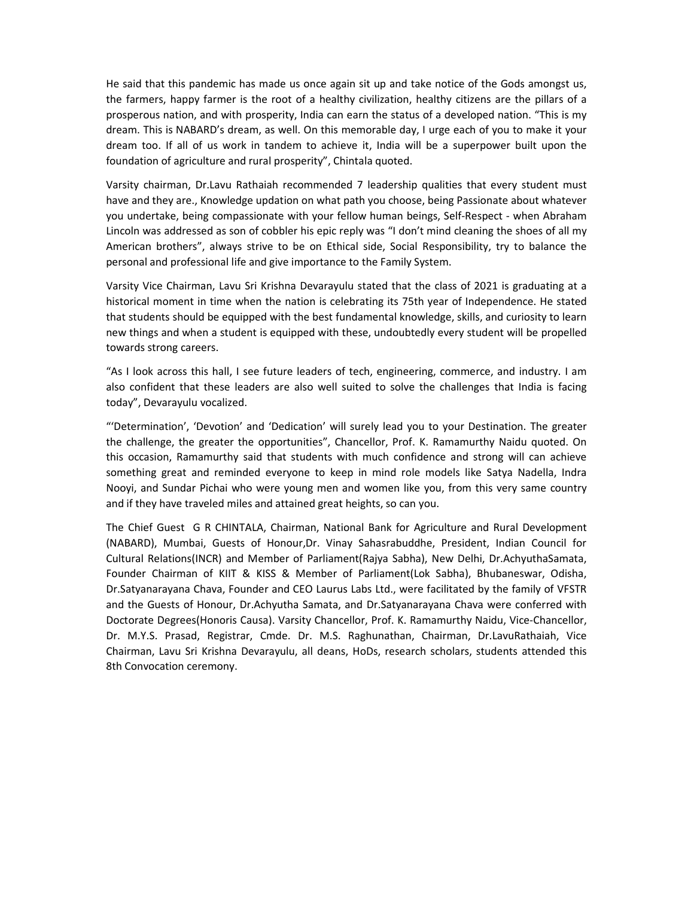He said that this pandemic has made us once again sit up and take notice of the Gods amongst us, the farmers, happy farmer is the root of a healthy civilization, healthy citizens are the pillars of a prosperous nation, and with prosperity, India can earn the status of a developed nation. "This is my dream. This is NABARD's dream, as well. On this memorable day, I urge each of you to make it your dream too. If all of us work in tandem to achieve it, India will be a superpower built upon the foundation of agriculture and rural prosperity", Chintala quoted.

Varsity chairman, Dr.Lavu Rathaiah recommended 7 leadership qualities that every student must have and they are., Knowledge updation on what path you choose, being Passionate about whatever you undertake, being compassionate with your fellow human beings, Self-Respect - when Abraham Lincoln was addressed as son of cobbler his epic reply was "I don't mind cleaning the shoes of all my American brothers", always strive to be on Ethical side, Social Responsibility, try to balance the personal and professional life and give importance to the Family System.

Varsity Vice Chairman, Lavu Sri Krishna Devarayulu stated that the class of 2021 is graduating at a historical moment in time when the nation is celebrating its 75th year of Independence. He stated that students should be equipped with the best fundamental knowledge, skills, and curiosity to learn new things and when a student is equipped with these, undoubtedly every student will be propelled towards strong careers.

"As I look across this hall, I see future leaders of tech, engineering, commerce, and industry. I am also confident that these leaders are also well suited to solve the challenges that India is facing today", Devarayulu vocalized.

"'Determination', 'Devotion' and 'Dedication' will surely lead you to your Destination. The greater the challenge, the greater the opportunities", Chancellor, Prof. K. Ramamurthy Naidu quoted. On this occasion, Ramamurthy said that students with much confidence and strong will can achieve something great and reminded everyone to keep in mind role models like Satya Nadella, Indra Nooyi, and Sundar Pichai who were young men and women like you, from this very same country and if they have traveled miles and attained great heights, so can you.

The Chief Guest G R CHINTALA, Chairman, National Bank for Agriculture and Rural Development (NABARD), Mumbai, Guests of Honour,Dr. Vinay Sahasrabuddhe, President, Indian Council for Cultural Relations(INCR) and Member of Parliament(Rajya Sabha), New Delhi, Dr.AchyuthaSamata, Founder Chairman of KIIT & KISS & Member of Parliament(Lok Sabha), Bhubaneswar, Odisha, Dr.Satyanarayana Chava, Founder and CEO Laurus Labs Ltd., were facilitated by the family of VFSTR and the Guests of Honour, Dr.Achyutha Samata, and Dr.Satyanarayana Chava were conferred with Doctorate Degrees(Honoris Causa). Varsity Chancellor, Prof. K. Ramamurthy Naidu, Vice-Chancellor, Dr. M.Y.S. Prasad, Registrar, Cmde. Dr. M.S. Raghunathan, Chairman, Dr.LavuRathaiah, Vice Chairman, Lavu Sri Krishna Devarayulu, all deans, HoDs, research scholars, students attended this 8th Convocation ceremony.